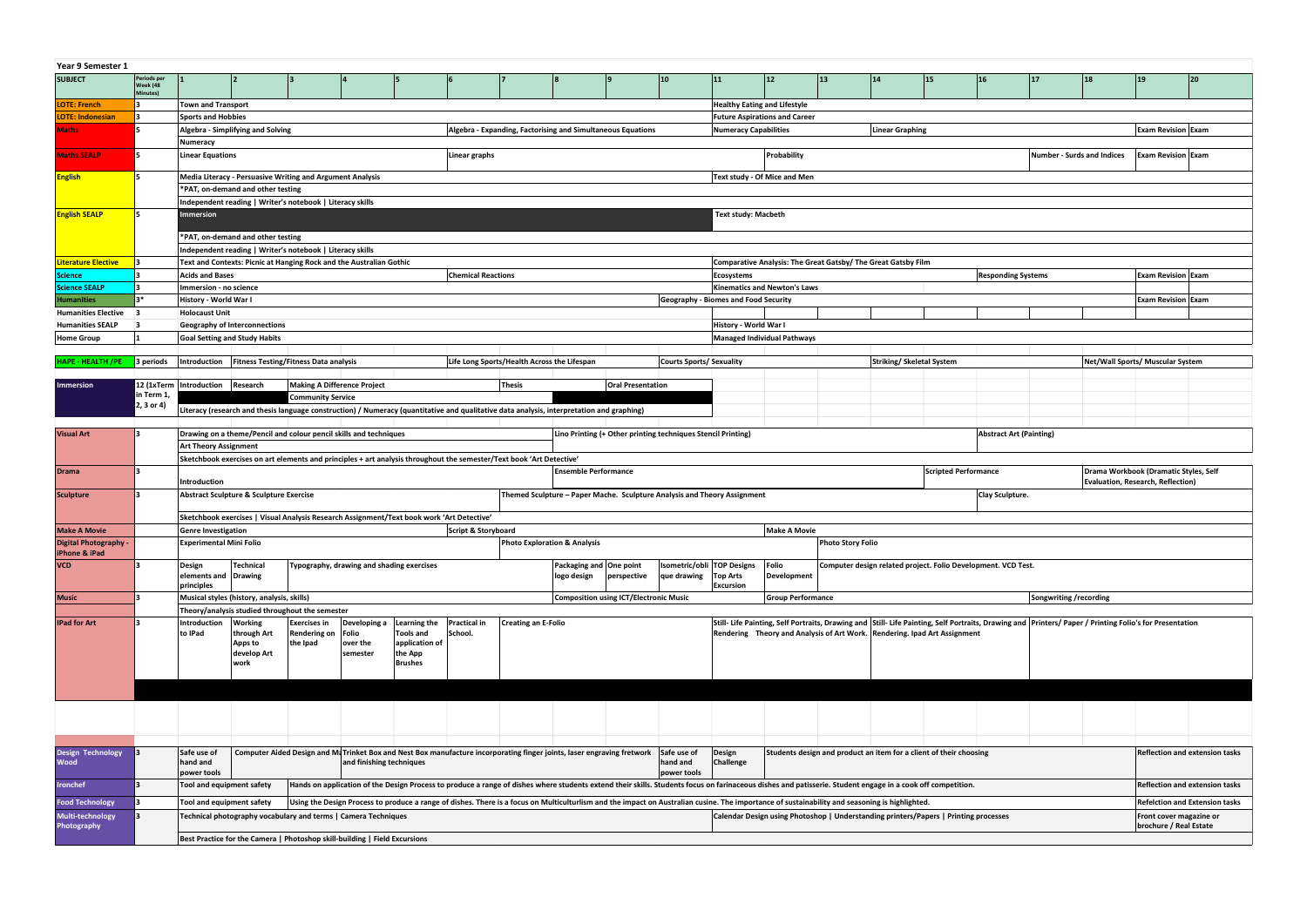# Year 9 Semester 1

| SUBJECT | Periods per Week (48 Minutes) | 1 | 2 | 3 | 4 | 5 | 6 | 7 | 8 | 9 | 10 | 11 | 12 | 13 | 14 | 15 | 16 | 17 | 18 | 19 | 20 |
|---|---|---|---|---|---|---|---|---|---|---|---|---|---|---|---|---|---|---|---|---|---|
| LOTE: French | 3 | Town and Transport | | | | | | | | | | Healthy Eating and Lifestyle | | | | | | | | | |
| LOTE: Indonesian | 3 | Sports and Hobbies | | | | | | | | | | Future Aspirations and Career | | | | | | | | | |
| Maths | 5 | Algebra - Simplifying and Solving | | | | | Algebra - Expanding, Factorising and Simultaneous Equations | | | | | Numeracy Capabilities | | | Linear Graphing | | | | | Exam Revision | Exam |
| | | Numeracy | | | | | | | | | | | | | | | | | | | |
| Maths SEALP | 5 | Linear Equations | | | | | Linear graphs | | | | | | Probability | | | | | Number - Surds and Indices | | Exam Revision | Exam |
| English | 5 | Media Literacy - Persuasive Writing and Argument Analysis | | | | | | | | | | Text study - Of Mice and Men | | | | | | | | | |
| | | *PAT, on-demand and other testing | | | | | | | | | | | | | | | | | | | |
| | | Independent reading \| Writer's notebook \| Literacy skills | | | | | | | | | | | | | | | | | | | |
| English SEALP | 5 | Immersion | | | | | | | | | | Text study: Macbeth | | | | | | | | | |
| | | *PAT, on-demand and other testing | | | | | | | | | | | | | | | | | | | |
| | | Independent reading \| Writer's notebook \| Literacy skills | | | | | | | | | | | | | | | | | | | |
| Literature Elective | 3 | Text and Contexts: Picnic at Hanging Rock and the Australian Gothic | | | | | | | | | | Comparative Analysis: The Great Gatsby/ The Great Gatsby Film | | | | | | | | | |
| Science | 3 | Acids and Bases | | | | | Chemical Reactions | | | | | Ecosystems | | | | | Responding Systems | | | Exam Revision | Exam |
| Science SEALP | 3 | Immersion - no science | | | | | | | | | | Kinematics and Newton's Laws | | | | | | | | | |
| Humanities | 3* | History - World War I | | | | | | | | | Geography - Biomes and Food Security | | | | | | | | | Exam Revision | Exam |
| Humanities Elective | 3 | Holocaust Unit | | | | | | | | | | | | | | | | | | | |
| Humanities SEALP | 3 | Geography of Interconnections | | | | | | | | | | History - World War I | | | | | | | | | |
| Home Group | 1 | Goal Setting and Study Habits | | | | | | | | | | Managed Individual Pathways | | | | | | | | | |
| HAPE - HEALTH /PE | 3 periods | Introduction | Fitness Testing/Fitness Data analysis | | | | Life Long Sports/Health Across the Lifespan | | | | Courts Sports/ Sexuality | | | | Striking/ Skeletal System | | | | Net/Wall Sports/ Muscular System | | |
| Immersion | 12 (1xTerm in Term 1, 2, 3 or 4) | Introduction | Research | Making A Difference Project | | | | Thesis | | Oral Presentation | | | | | | | | | | | |
| | | | | Community Service | | | | | | | | | | | | | | | | | |
| | | Literacy (research and thesis language construction) / Numeracy (quantitative and qualitative data analysis, interpretation and graphing) | | | | | | | | | | | | | | | | | | | |
| Visual Art | 3 | Drawing on a theme/Pencil and colour pencil skills and techniques | | | | | | | Lino Printing (+ Other printing techniques Stencil Printing) | | | | | | | | Abstract Art (Painting) | | | | |
| | | Art Theory Assignment | | | | | | | | | | | | | | | | | | | |
| | | Sketchbook exercises on art elements and principles + art analysis throughout the semester/Text book 'Art Detective' | | | | | | | | | | | | | | | | | | | |
| Drama | 3 | Introduction | | | | | | | Ensemble Performance | | | | | | | Scripted Performance | | | Drama Workbook (Dramatic Styles, Self Evaluation, Research, Reflection) | | |
| Sculpture | 3 | Abstract Sculpture & Sculpture Exercise | | | | | | Themed Sculpture – Paper Mache. Sculpture Analysis and Theory Assignment | | | | | | | | | Clay Sculpture. | | | | |
| | | Sketchbook exercises \| Visual Analysis Research Assignment/Text book work 'Art Detective' | | | | | | | | | | | | | | | | | | | |
| Make A Movie | | Genre Investigation | | | | | Script & Storyboard | | | | | | Make A Movie | | | | | | | | |
| Digital Photography - iPhone & iPad | | Experimental Mini Folio | | | | | | Photo Exploration & Analysis | | | | | | Photo Story Folio | | | | | | | |
| VCD | 3 | Design elements and principles | Technical Drawing | Typography, drawing and shading exercises | | | | | Packaging and logo design | One point perspective | Isometric/oblique drawing | TOP Designs Top Arts Excursion | Folio Development | Computer design related project. Folio Development. VCD Test. | | | | | | | |
| Music | 3 | Musical styles (history, analysis, skills) | | | | | | | Composition using ICT/Electronic Music | | | | Group Performance | | | | | Songwriting /recording | | | |
| | | Theory/analysis studied throughout the semester | | | | | | | | | | | | | | | | | | | |
| iPad for Art | 3 | Introduction to IPad | Working through Art Apps to develop Art work | Exercises in Rendering on the Ipad | Developing a Folio over the semester | Learning the Tools and application of the App Brushes | Practical in School. | Creating an E-Folio | | | | Still- Life Painting, Self Portraits, Drawing and Rendering Theory and Analysis of Art Work. | | | Still- Life Painting, Self Portraits, Drawing and Rendering. Ipad Art Assignment | | | Printers/ Paper / Printing Folio's for Presentation | | | |
| Design Technology Wood | 3 | Safe use of hand and power tools | Computer Aided Design and Ma | Trinket Box and Nest Box manufacture incorporating finger joints, laser engraving fretwork and finishing techniques | | | | | | | Safe use of hand and power tools | Design Challenge | Students design and product an item for a client of their choosing | | | | | | | Reflection and extension tasks | |
| Ironchef | 3 | Tool and equipment safety | | Hands on application of the Design Process to produce a range of dishes where students extend their skills. Students focus on farinaceous dishes and patisserie. Student engage in a cook off competition. | | | | | | | | | | | | | | | | Reflection and extension tasks | |
| Food Technology | 3 | Tool and equipment safety | | Using the Design Process to produce a range of dishes. There is a focus on Multiculturlism and the impact on Australian cusine. The importance of sustainability and seasoning is highlighted. | | | | | | | | | | | | | | | | Refelction and Extension tasks | |
| Multi-technology Photography | 3 | Technical photography vocabulary and terms \| Camera Techniques | | | | | | | | | | Calendar Design using Photoshop \| Understanding printers/Papers \| Printing processes | | | | | | | | Front cover magazine or brochure / Real Estate | |
| | | Best Practice for the Camera \| Photoshop skill-building \| Field Excursions | | | | | | | | | | | | | | | | | | | |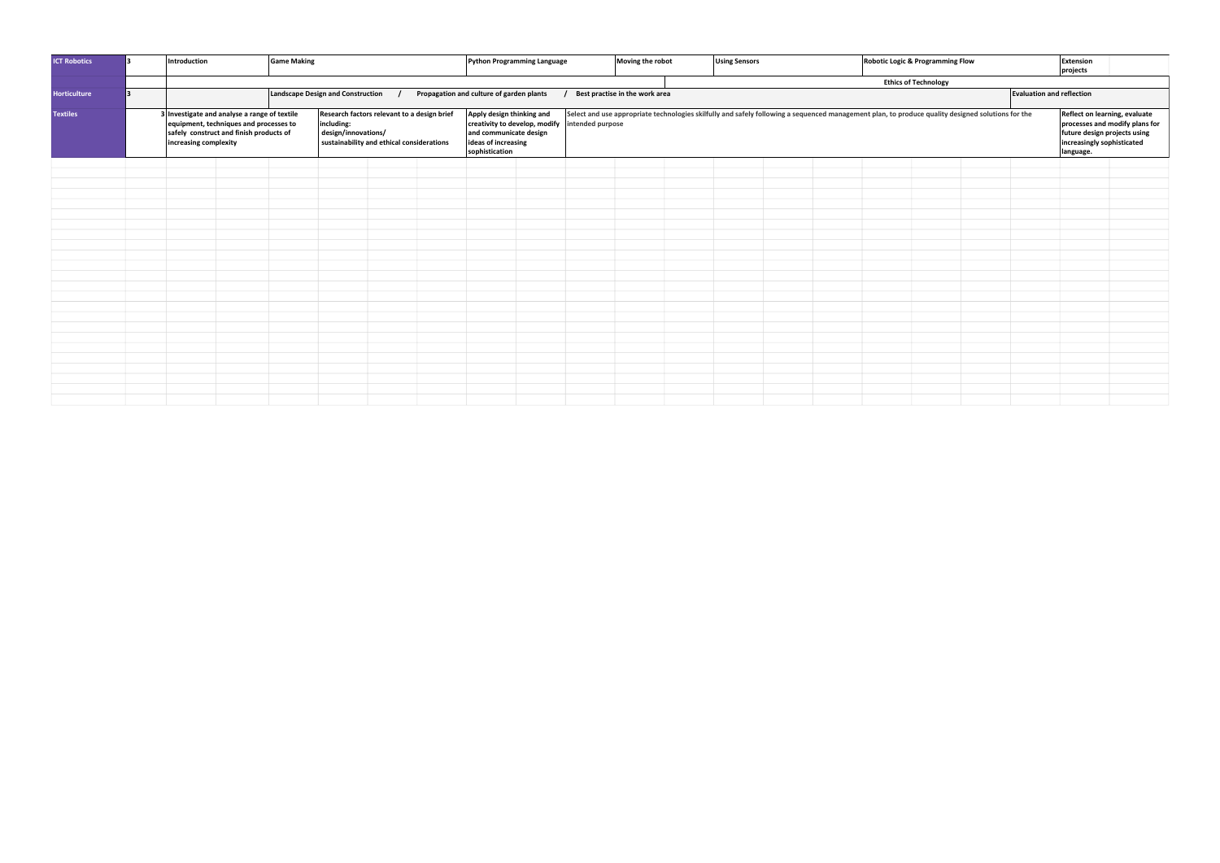| | | | | | | | | | |
|---|---|---|---|---|---|---|---|---|---|
| ICT Robotics | 3 | Introduction | Game Making | Python Programming Language | Moving the robot | Using Sensors | Robotic Logic & Programming Flow | | Extension projects |
| | | | | | | Ethics of Technology | | | |
| Horticulture | 3 | | Landscape Design and Construction / | Propagation and culture of garden plants / | Best practise in the work area | | | Evaluation and reflection | |
| Textiles | 3 | Investigate and analyse a range of textile equipment, techniques and processes to safely construct and finish products of increasing complexity | Research factors relevant to a design brief including: design/innovations/ sustainability and ethical considerations | Apply design thinking and creativity to develop, modify and communicate design ideas of increasing sophistication | Select and use appropriate technologies skilfully and safely following a sequenced management plan, to produce quality designed solutions for the intended purpose | | | | Reflect on learning, evaluate processes and modify plans for future design projects using increasingly sophisticated language. |